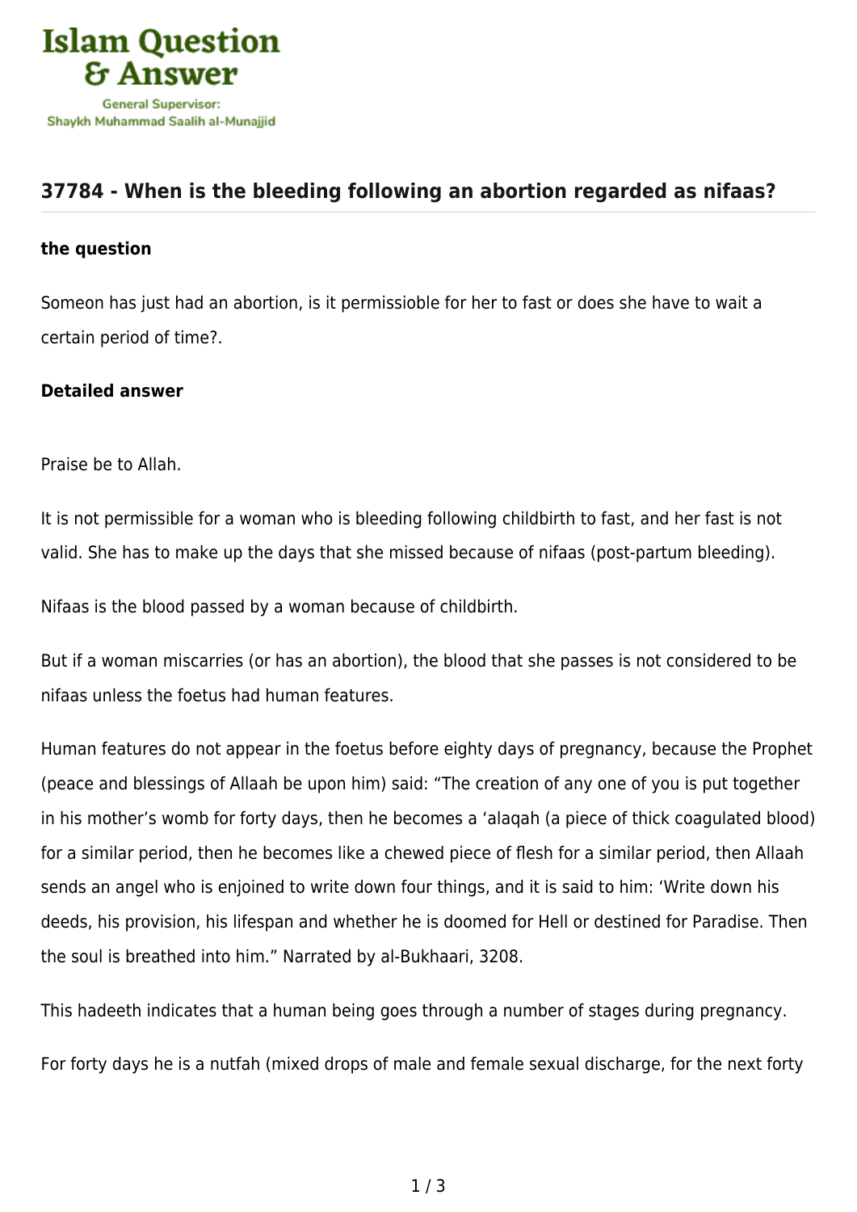Islam Question & Answer

General Supervisor: Shaykh Muhammad Saalih al-Munajjid

## 37784 - When is the bleeding following an abortion regarded as nifaas?

### the question

Someon has just had an abortion, is it permissioble for her to fast or does she have to wait a certain period of time?.

### Detailed answer

Praise be to Allah.

It is not permissible for a woman who is bleeding following childbirth to fast, and her fast is not valid. She has to make up the days that she missed because of nifaas (post-partum bleeding).

Nifaas is the blood passed by a woman because of childbirth.

But if a woman miscarries (or has an abortion), the blood that she passes is not considered to be nifaas unless the foetus had human features.

Human features do not appear in the foetus before eighty days of pregnancy, because the Prophet (peace and blessings of Allaah be upon him) said: "The creation of any one of you is put together in his mother's womb for forty days, then he becomes a 'alaqah (a piece of thick coagulated blood) for a similar period, then he becomes like a chewed piece of flesh for a similar period, then Allaah sends an angel who is enjoined to write down four things, and it is said to him: 'Write down his deeds, his provision, his lifespan and whether he is doomed for Hell or destined for Paradise. Then the soul is breathed into him." Narrated by al-Bukhaari, 3208.

This hadeeth indicates that a human being goes through a number of stages during pregnancy.

For forty days he is a nutfah (mixed drops of male and female sexual discharge, for the next forty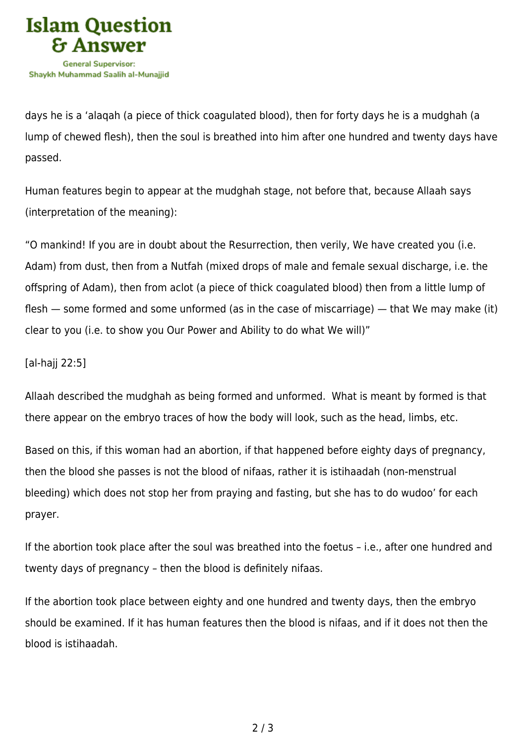days he is a ‘alaqah (a piece of thick coagulated blood), then for forty days he is a mudghah (a lump of chewed flesh), then the soul is breathed into him after one hundred and twenty days have passed.

Human features begin to appear at the mudghah stage, not before that, because Allaah says (interpretation of the meaning):

“O mankind! If you are in doubt about the Resurrection, then verily, We have created you (i.e. Adam) from dust, then from a Nutfah (mixed drops of male and female sexual discharge, i.e. the offspring of Adam), then from aclot (a piece of thick coagulated blood) then from a little lump of flesh — some formed and some unformed (as in the case of miscarriage) — that We may make (it) clear to you (i.e. to show you Our Power and Ability to do what We will)”

[al-hajj 22:5]

Allaah described the mudghah as being formed and unformed. What is meant by formed is that there appear on the embryo traces of how the body will look, such as the head, limbs, etc.

Based on this, if this woman had an abortion, if that happened before eighty days of pregnancy, then the blood she passes is not the blood of nifaas, rather it is istihaadah (non-menstrual bleeding) which does not stop her from praying and fasting, but she has to do wudoo’ for each prayer.

If the abortion took place after the soul was breathed into the foetus – i.e., after one hundred and twenty days of pregnancy – then the blood is definitely nifaas.

If the abortion took place between eighty and one hundred and twenty days, then the embryo should be examined. If it has human features then the blood is nifaas, and if it does not then the blood is istihaadah.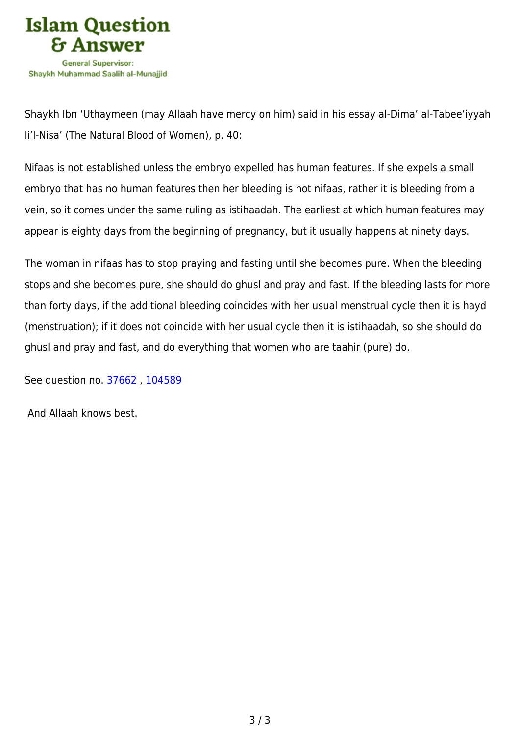Shaykh Ibn 'Uthaymeen (may Allaah have mercy on him) said in his essay al-Dima' al-Tabee'iyyah li'l-Nisa' (The Natural Blood of Women), p. 40:

Nifaas is not established unless the embryo expelled has human features. If she expels a small embryo that has no human features then her bleeding is not nifaas, rather it is bleeding from a vein, so it comes under the same ruling as istihaadah. The earliest at which human features may appear is eighty days from the beginning of pregnancy, but it usually happens at ninety days.

The woman in nifaas has to stop praying and fasting until she becomes pure. When the bleeding stops and she becomes pure, she should do ghusl and pray and fast. If the bleeding lasts for more than forty days, if the additional bleeding coincides with her usual menstrual cycle then it is hayd (menstruation); if it does not coincide with her usual cycle then it is istihaadah, so she should do ghusl and pray and fast, and do everything that women who are taahir (pure) do.

See question no. 37662 , 104589

And Allaah knows best.